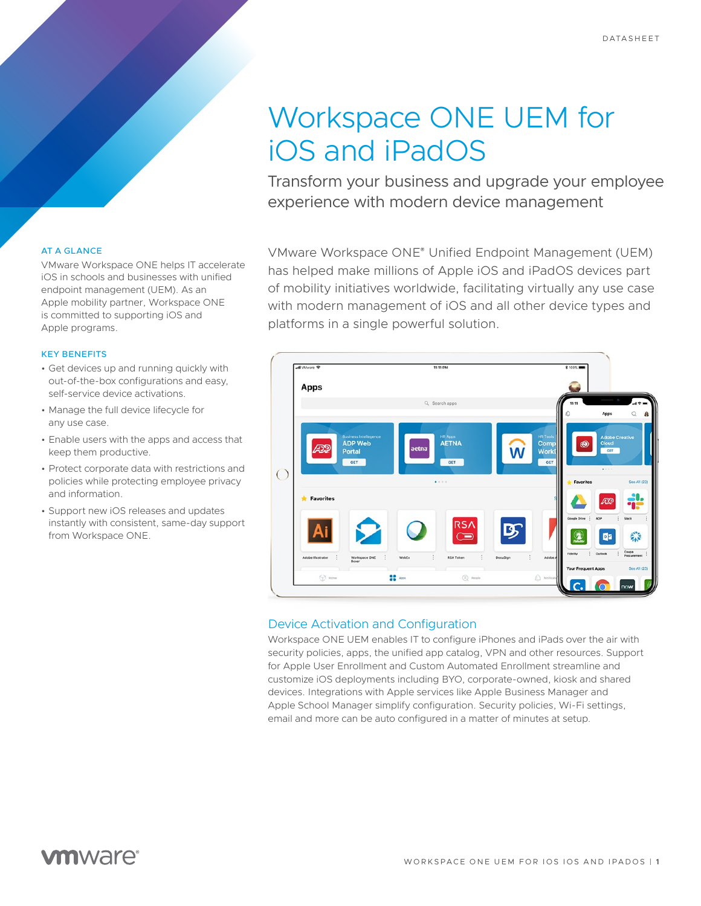DATASHEET

# Workspace ONE UEM for iOS and iPadOS

## Transform your business and upgrade your employee experience with modern device management

### AT A GLANCE

VMware Workspace ONE helps IT accelerate iOS in schools and businesses with unified endpoint management (UEM). As an Apple mobility partner, Workspace ONE is committed to supporting iOS and Apple programs.

### KEY BENEFITS

- Get devices up and running quickly with out-of-the-box configurations and easy, self-service device activations.
- Manage the full device lifecycle for any use case.
- Enable users with the apps and access that keep them productive.
- Protect corporate data with restrictions and policies while protecting employee privacy and information.
- Support new iOS releases and updates instantly with consistent, same-day support from Workspace ONE.

VMware Workspace ONE® Unified Endpoint Management (UEM) has helped make millions of Apple iOS and iPadOS devices part of mobility initiatives worldwide, facilitating virtually any use case with modern management of iOS and all other device types and platforms in a single powerful solution.

### Device Activation and Configuration

Workspace ONE UEM enables IT to configure iPhones and iPads over the air with security policies, apps, the unified app catalog, VPN and other resources. Support for Apple User Enrollment and Custom Automated Enrollment streamline and customize iOS deployments including BYO, corporate-owned, kiosk and shared devices. Integrations with Apple services like Apple Business Manager and Apple School Manager simplify configuration. Security policies, Wi-Fi settings, email and more can be auto configured in a matter of minutes at setup.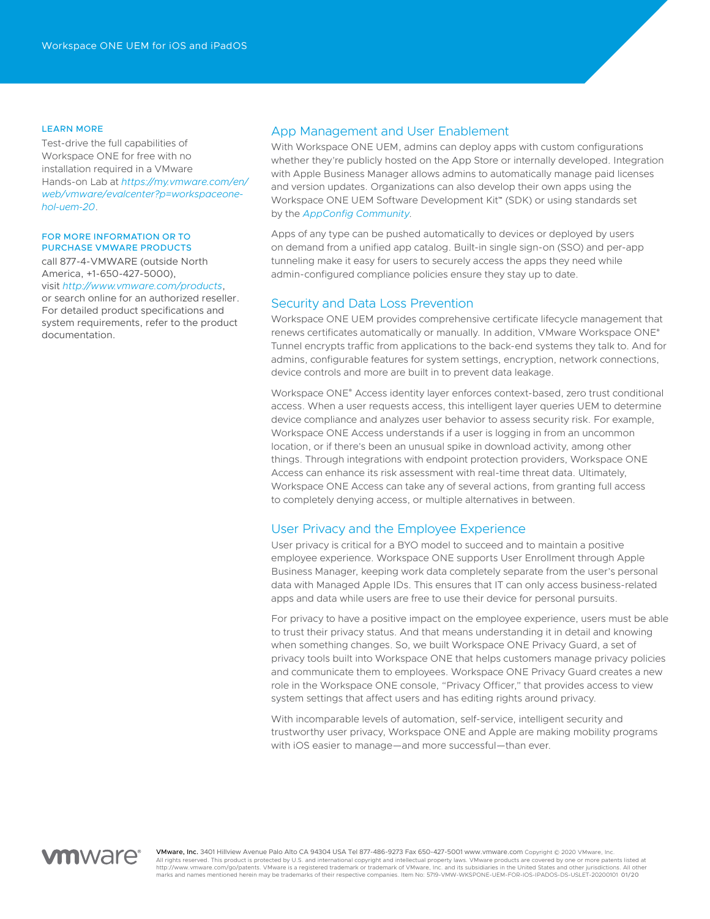LEARN MORE

Test-drive the full capabilities of Workspace ONE for free with no installation required in a VMware Hands-on Lab at *https://my.vmware.com/en/web/vmware/evalcenter?p=workspaceone-hol-uem-20*.

FOR MORE INFORMATION OR TO PURCHASE VMWARE PRODUCTS

call 877-4-VMWARE (outside North America, +1-650-427-5000), visit *http://www.vmware.com/products*, or search online for an authorized reseller. For detailed product specifications and system requirements, refer to the product documentation.

## App Management and User Enablement

With Workspace ONE UEM, admins can deploy apps with custom configurations whether they're publicly hosted on the App Store or internally developed. Integration with Apple Business Manager allows admins to automatically manage paid licenses and version updates. Organizations can also develop their own apps using the Workspace ONE UEM Software Development Kit™ (SDK) or using standards set by the *AppConfig Community*.

Apps of any type can be pushed automatically to devices or deployed by users on demand from a unified app catalog. Built-in single sign-on (SSO) and per-app tunneling make it easy for users to securely access the apps they need while admin-configured compliance policies ensure they stay up to date.

## Security and Data Loss Prevention

Workspace ONE UEM provides comprehensive certificate lifecycle management that renews certificates automatically or manually. In addition, VMware Workspace ONE® Tunnel encrypts traffic from applications to the back-end systems they talk to. And for admins, configurable features for system settings, encryption, network connections, device controls and more are built in to prevent data leakage.

Workspace ONE® Access identity layer enforces context-based, zero trust conditional access. When a user requests access, this intelligent layer queries UEM to determine device compliance and analyzes user behavior to assess security risk. For example, Workspace ONE Access understands if a user is logging in from an uncommon location, or if there's been an unusual spike in download activity, among other things. Through integrations with endpoint protection providers, Workspace ONE Access can enhance its risk assessment with real-time threat data. Ultimately, Workspace ONE Access can take any of several actions, from granting full access to completely denying access, or multiple alternatives in between.

## User Privacy and the Employee Experience

User privacy is critical for a BYO model to succeed and to maintain a positive employee experience. Workspace ONE supports User Enrollment through Apple Business Manager, keeping work data completely separate from the user's personal data with Managed Apple IDs. This ensures that IT can only access business-related apps and data while users are free to use their device for personal pursuits.

For privacy to have a positive impact on the employee experience, users must be able to trust their privacy status. And that means understanding it in detail and knowing when something changes. So, we built Workspace ONE Privacy Guard, a set of privacy tools built into Workspace ONE that helps customers manage privacy policies and communicate them to employees. Workspace ONE Privacy Guard creates a new role in the Workspace ONE console, "Privacy Officer," that provides access to view system settings that affect users and has editing rights around privacy.

With incomparable levels of automation, self-service, intelligent security and trustworthy user privacy, Workspace ONE and Apple are making mobility programs with iOS easier to manage—and more successful—than ever.

**VMware, Inc.** 3401 Hillview Avenue Palo Alto CA 94304 USA Tel 877-486-9273 Fax 650-427-5001 www.vmware.com Copyright © 2020 VMware, Inc. All rights reserved. This product is protected by U.S. and international copyright and intellectual property laws. VMware products are covered by one or more patents listed at http://www.vmware.com/go/patents. VMware is a registered trademark or trademark of VMware, Inc. and its subsidiaries in the United States and other jurisdictions. All other marks and names mentioned herein may be trademarks of their respective companies. Item No: 5719-VMW-WKSPONE-UEM-FOR-IOS-IPADOS-DS-USLET-20200101 01/20